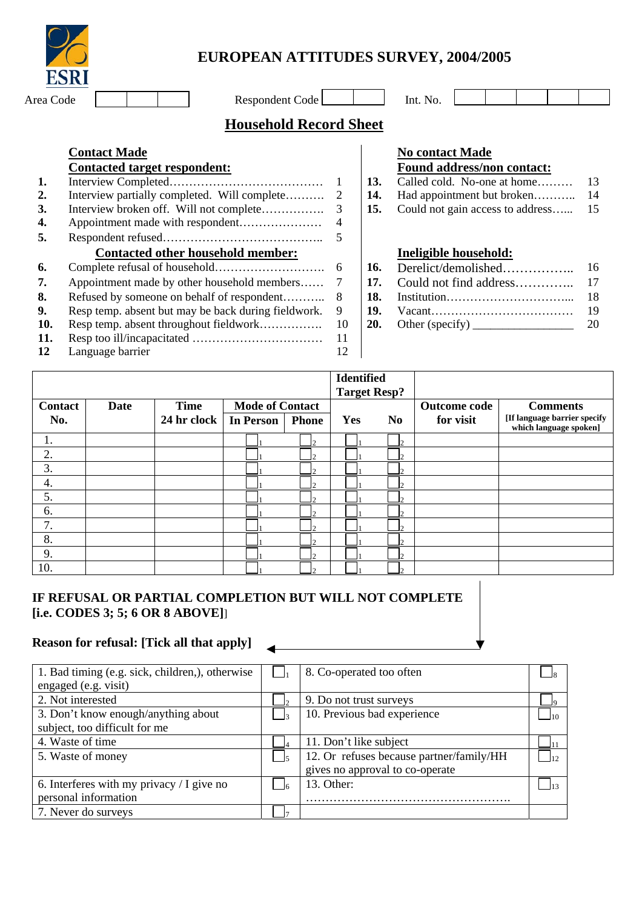ESRI

# EUROPEAN ATTITUDES SURVEY, 2004/2005

Area Code | | | |    Respondent Code | | |    Int. No. | | | | | |

## Household Record Sheet

**Contact Made**

**Contacted target respondent:**

| | | |
|---|---|---|
| **1.** | Interview Completed………………………………… | 1 |
| **2.** | Interview partially completed. Will complete………. | 2 |
| **3.** | Interview broken off. Will not complete……………. | 3 |
| **4.** | Appointment made with respondent………………… | 4 |
| **5.** | Respondent refused………………………………….. | 5 |

**Contacted other household member:**

| | | |
|---|---|---|
| **6.** | Complete refusal of household……………………… | 6 |
| **7.** | Appointment made by other household members…… | 7 |
| **8.** | Refused by someone on behalf of respondent……….. | 8 |
| **9.** | Resp temp. absent but may be back during fieldwork. | 9 |
| **10.** | Resp temp. absent throughout fieldwork……………. | 10 |
| **11.** | Resp too ill/incapacitated …………………………… | 11 |
| **12** | Language barrier | 12 |

**No contact Made**

**Found address/non contact:**

| | | |
|---|---|---|
| **13.** | Called cold. No-one at home……… | 13 |
| **14.** | Had appointment but broken……….. | 14 |
| **15.** | Could not gain access to address…... | 15 |

**Ineligible household:**

| | | |
|---|---|---|
| **16.** | Derelict/demolished…………….. | 16 |
| **17.** | Could not find address………….. | 17 |
| **18.** | Institution………………………….. | 18 |
| **19.** | Vacant……………………………… | 19 |
| **20.** | Other (specify) ________________ | 20 |

| Contact No. | Date | Time 24 hr clock | Mode of Contact: In Person | Mode of Contact: Phone | Identified Target Resp? Yes | Identified Target Resp? No | Outcome code for visit | Comments [If language barrier specify which language spoken] |
|---|---|---|---|---|---|---|---|---|
| 1. | | | ☐1 | ☐2 | ☐1 | ☐2 | | |
| 2. | | | ☐1 | ☐2 | ☐1 | ☐2 | | |
| 3. | | | ☐1 | ☐2 | ☐1 | ☐2 | | |
| 4. | | | ☐1 | ☐2 | ☐1 | ☐2 | | |
| 5. | | | ☐1 | ☐2 | ☐1 | ☐2 | | |
| 6. | | | ☐1 | ☐2 | ☐1 | ☐2 | | |
| 7. | | | ☐1 | ☐2 | ☐1 | ☐2 | | |
| 8. | | | ☐1 | ☐2 | ☐1 | ☐2 | | |
| 9. | | | ☐1 | ☐2 | ☐1 | ☐2 | | |
| 10. | | | ☐1 | ☐2 | ☐1 | ☐2 | | |

**IF REFUSAL OR PARTIAL COMPLETION BUT WILL NOT COMPLETE [i.e. CODES 3; 5; 6 OR 8 ABOVE]**]

**Reason for refusal: [Tick all that apply]**

| | | | |
|---|---|---|---|
| 1. Bad timing (e.g. sick, children,), otherwise engaged (e.g. visit) | ☐1 | 8. Co-operated too often | ☐8 |
| 2. Not interested | ☐2 | 9. Do not trust surveys | ☐9 |
| 3. Don't know enough/anything about subject, too difficult for me | ☐3 | 10. Previous bad experience | ☐10 |
| 4. Waste of time | ☐4 | 11. Don't like subject | ☐11 |
| 5. Waste of money | ☐5 | 12. Or refuses because partner/family/HH gives no approval to co-operate | ☐12 |
| 6. Interferes with my privacy / I give no personal information | ☐6 | 13. Other: …………………………………………….. | ☐13 |
| 7. Never do surveys | ☐7 | | |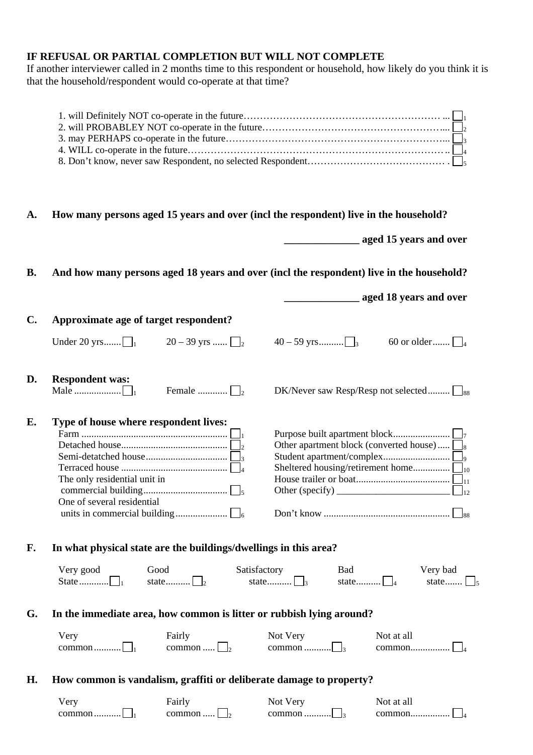**IF REFUSAL OR PARTIAL COMPLETION BUT WILL NOT COMPLETE**
If another interviewer called in 2 months time to this respondent or household, how likely do you think it is that the household/respondent would co-operate at that time?

1. will Definitely NOT co-operate in the future……………………………………………………… ... ☐1
2. will PROBABLEY NOT co-operate in the future………………………………………………... ☐2
3. may PERHAPS co-operate in the future…………………………………………………………... ☐3
4. WILL co-operate in the future…………………………………………………………………….. ☐4
8. Don't know, never saw Respondent, no selected Respondent…………………………………… . ☐5

**A. How many persons aged 15 years and over (incl the respondent) live in the household?**

**______________ aged 15 years and over**

**B. And how many persons aged 18 years and over (incl the respondent) live in the household?**

**______________ aged 18 years and over**

**C. Approximate age of target respondent?**

Under 20 yrs....... ☐1    20 – 39 yrs ...... ☐2    40 – 59 yrs.......... ☐3    60 or older....... ☐4

**D. Respondent was:**

Male .................. ☐1    Female ............ ☐2    DK/Never saw Resp/Resp not selected......... ☐88

**E. Type of house where respondent lives:**

Farm ........................................................... ☐1
Detached house........................................... ☐2
Semi-detatched house................................. ☐3
Terraced house ........................................... ☐4
The only residential unit in commercial building.................................. ☐5
One of several residential units in commercial building..................... ☐6
Purpose built apartment block....................... ☐7
Other apartment block (converted house)..... ☐8
Student apartment/complex.......................... ☐9
Sheltered housing/retirement home............... ☐10
House trailer or boat...................................... ☐11
Other (specify) ________________________ ☐12
Don't know .................................................. ☐88

**F. In what physical state are the buildings/dwellings in this area?**

Very good State............ ☐1    Good state.......... ☐2    Satisfactory state.......... ☐3    Bad state.......... ☐4    Very bad state....... ☐5

**G. In the immediate area, how common is litter or rubbish lying around?**

Very common........... ☐1    Fairly common ..... ☐2    Not Very common ........... ☐3    Not at all common................ ☐4

**H. How common is vandalism, graffiti or deliberate damage to property?**

Very common........... ☐1    Fairly common ..... ☐2    Not Very common ........... ☐3    Not at all common................ ☐4